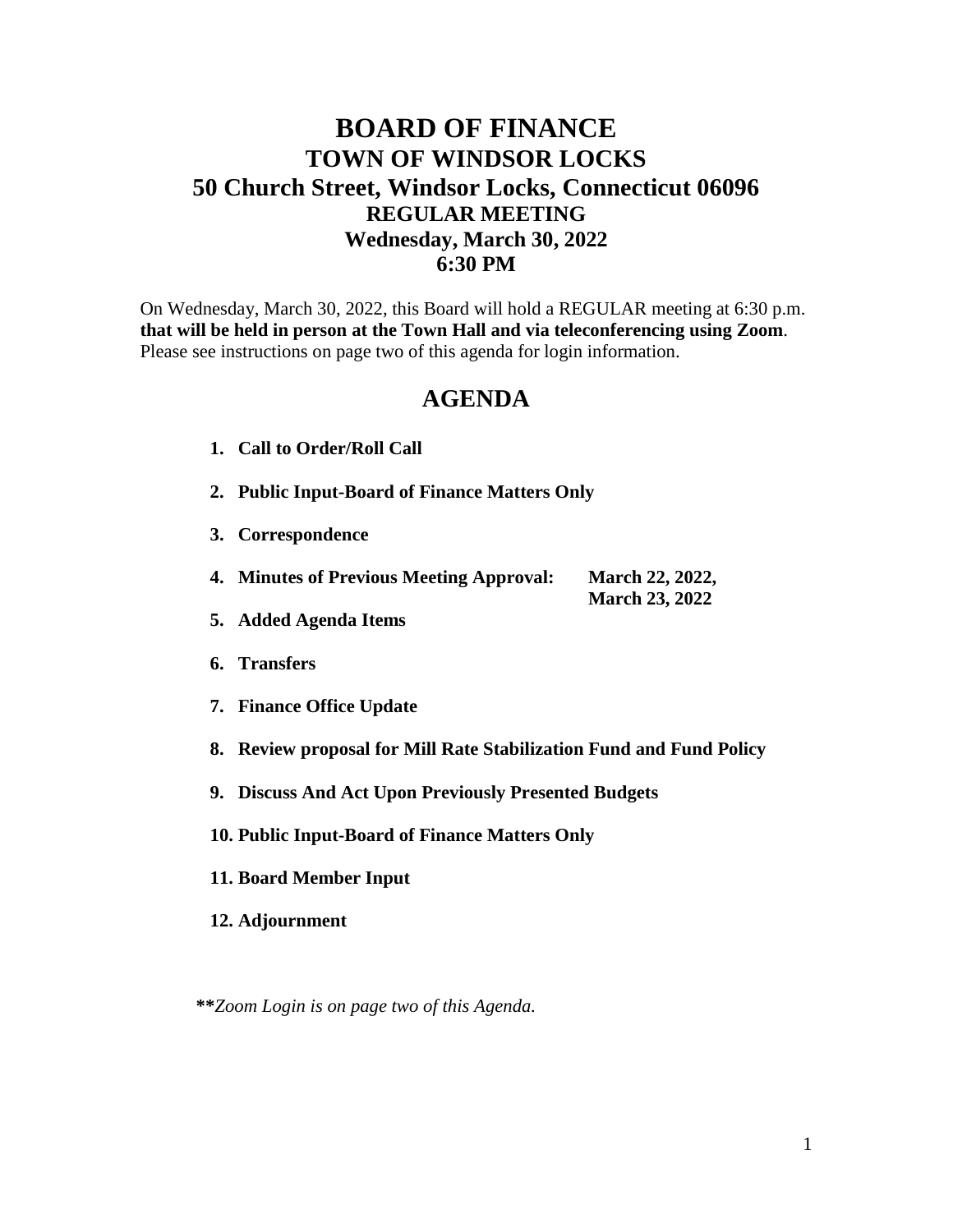# BOARD OF FINANCE
## TOWN OF WINDSOR LOCKS
## 50 Church Street, Windsor Locks, Connecticut 06096
### REGULAR MEETING
### Wednesday, March 30, 2022
### 6:30 PM

On Wednesday, March 30, 2022, this Board will hold a REGULAR meeting at 6:30 p.m. **that will be held in person at the Town Hall and via teleconferencing using Zoom**. Please see instructions on page two of this agenda for login information.

## AGENDA

1. **Call to Order/Roll Call**
2. **Public Input-Board of Finance Matters Only**
3. **Correspondence**
4. **Minutes of Previous Meeting Approval: March 22, 2022, March 23, 2022**
5. **Added Agenda Items**
6. **Transfers**
7. **Finance Office Update**
8. **Review proposal for Mill Rate Stabilization Fund and Fund Policy**
9. **Discuss And Act Upon Previously Presented Budgets**
10. **Public Input-Board of Finance Matters Only**
11. **Board Member Input**
12. **Adjournment**

***\*\*Zoom Login is on page two of this Agenda.***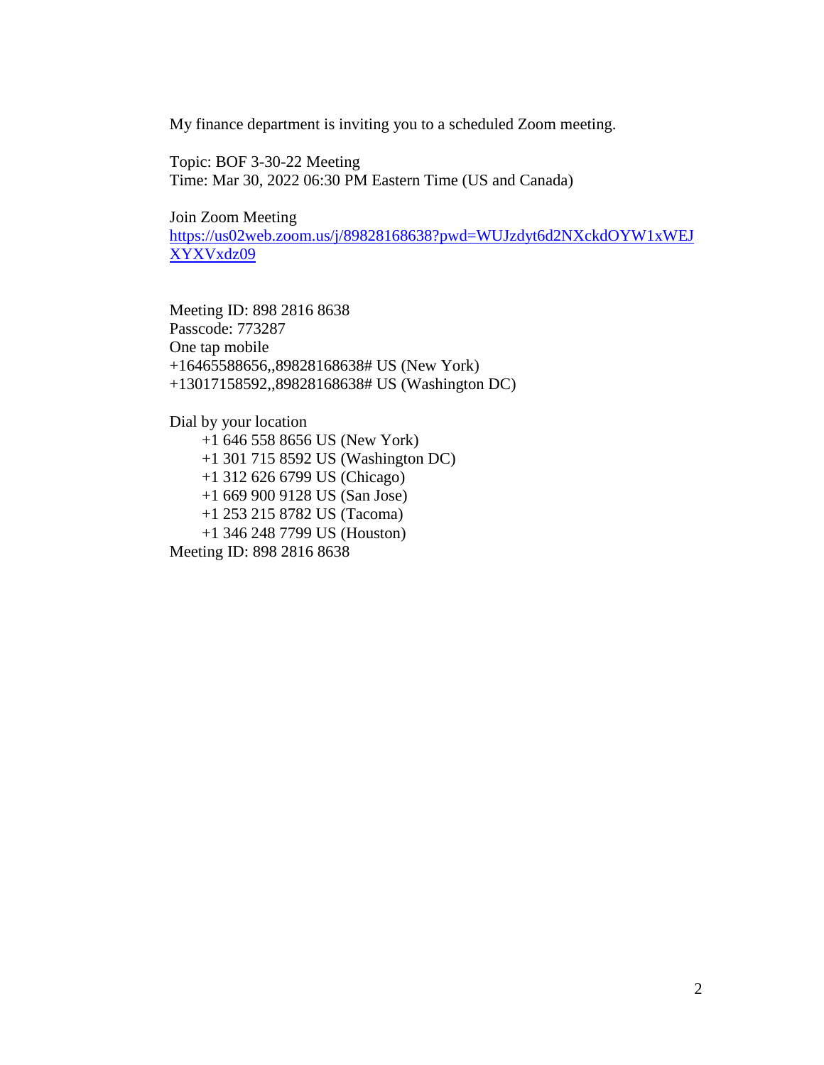My finance department is inviting you to a scheduled Zoom meeting.

Topic: BOF 3-30-22 Meeting
Time: Mar 30, 2022 06:30 PM Eastern Time (US and Canada)

Join Zoom Meeting
https://us02web.zoom.us/j/89828168638?pwd=WUJzdyt6d2NXckdOYW1xWEJXYXVxdz09

Meeting ID: 898 2816 8638
Passcode: 773287
One tap mobile
+16465588656,,89828168638# US (New York)
+13017158592,,89828168638# US (Washington DC)

Dial by your location
+1 646 558 8656 US (New York)
+1 301 715 8592 US (Washington DC)
+1 312 626 6799 US (Chicago)
+1 669 900 9128 US (San Jose)
+1 253 215 8782 US (Tacoma)
+1 346 248 7799 US (Houston)
Meeting ID: 898 2816 8638